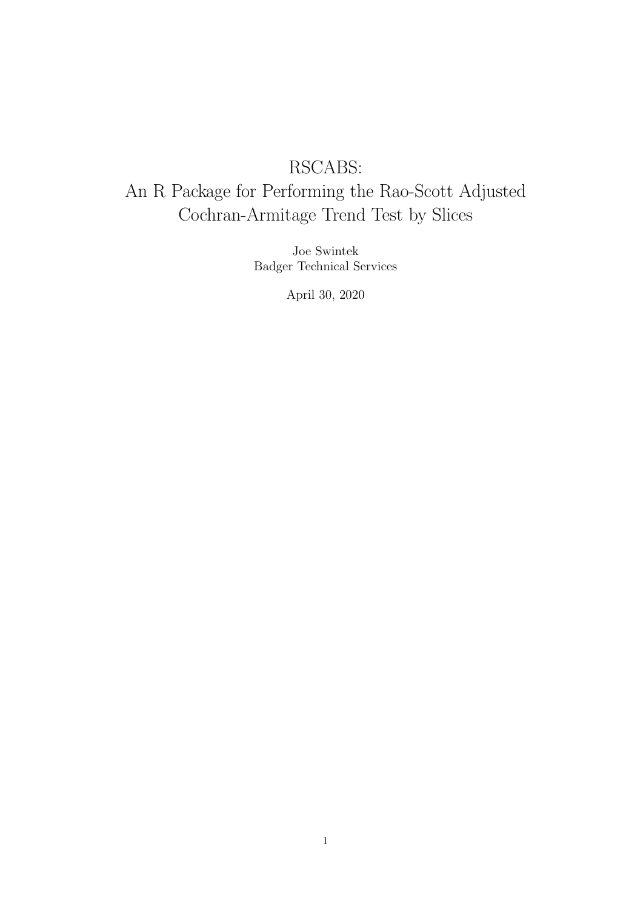# RSCABS: An R Package for Performing the Rao-Scott Adjusted Cochran-Armitage Trend Test by Slices

Joe Swintek
Badger Technical Services

April 30, 2020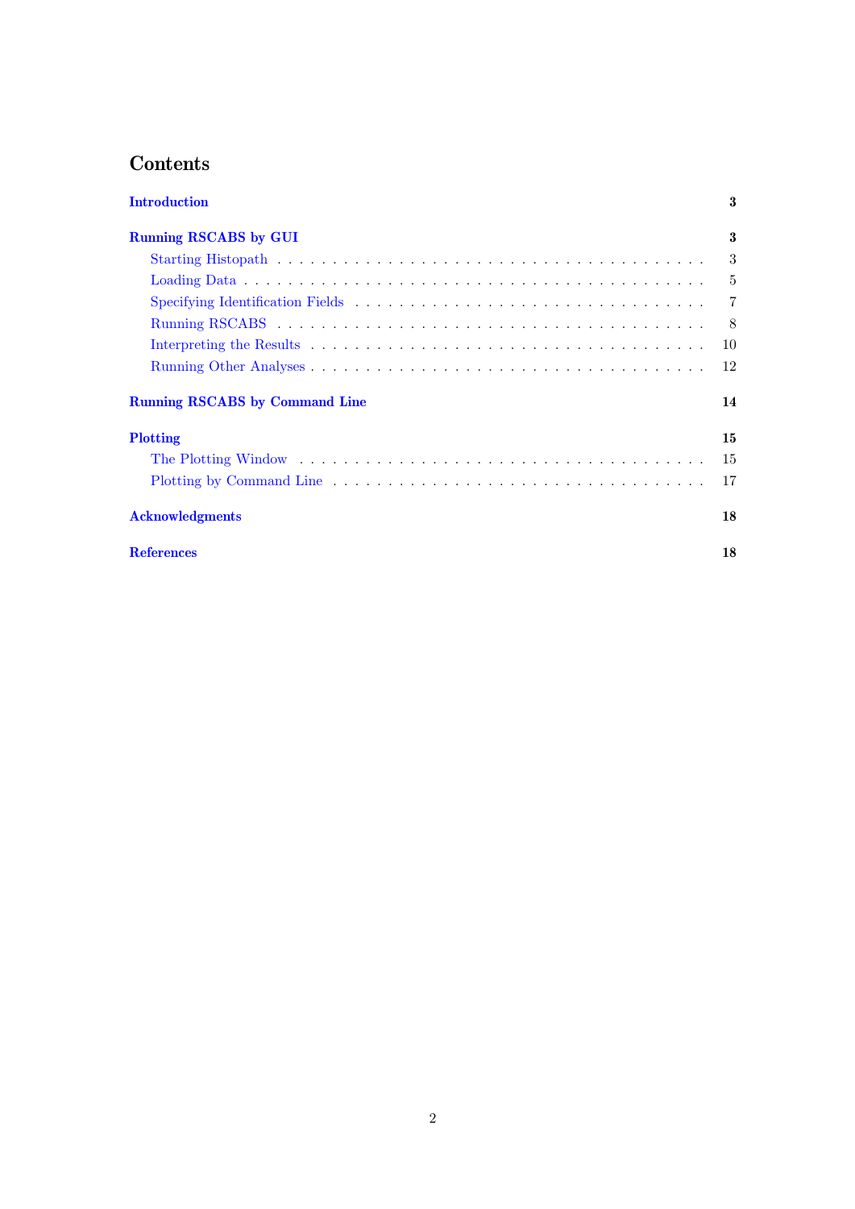# Contents

**Introduction** 3

**Running RSCABS by GUI** 3

- Starting Histopath . . . 3
- Loading Data . . . 5
- Specifying Identification Fields . . . 7
- Running RSCABS . . . 8
- Interpreting the Results . . . 10
- Running Other Analyses . . . 12

**Running RSCABS by Command Line** 14

**Plotting** 15

- The Plotting Window . . . 15
- Plotting by Command Line . . . 17

**Acknowledgments** 18

**References** 18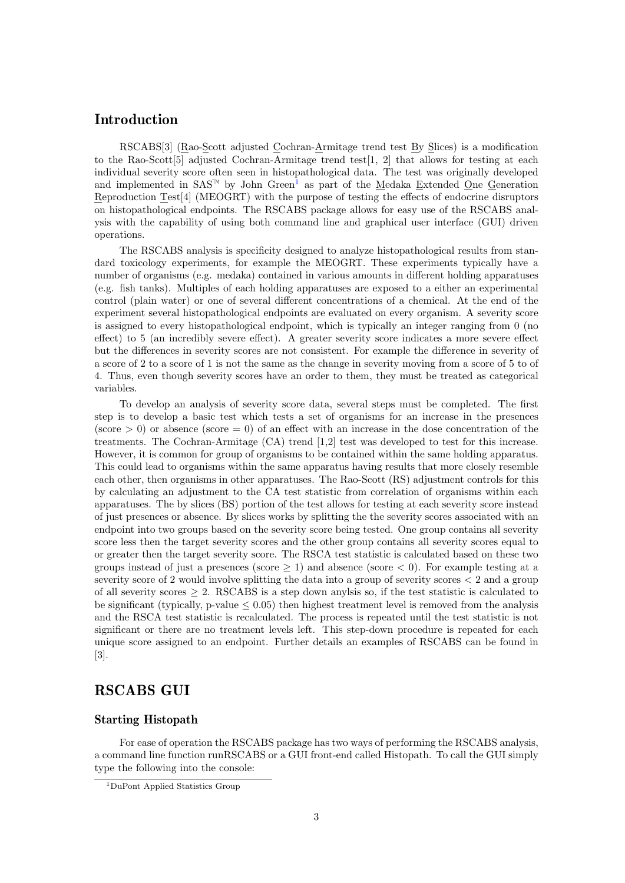## Introduction

RSCABS[3] (<u>R</u>ao-<u>S</u>cott adjusted <u>C</u>ochran-<u>A</u>rmitage trend test <u>B</u>y <u>S</u>lices) is a modification to the Rao-Scott[5] adjusted Cochran-Armitage trend test[1, 2] that allows for testing at each individual severity score often seen in histopathological data. The test was originally developed and implemented in SAS™ by John Green[1] as part of the <u>M</u>edaka <u>E</u>xtended <u>O</u>ne <u>G</u>eneration <u>R</u>eproduction <u>T</u>est[4] (MEOGRT) with the purpose of testing the effects of endocrine disruptors on histopathological endpoints. The RSCABS package allows for easy use of the RSCABS analysis with the capability of using both command line and graphical user interface (GUI) driven operations.

The RSCABS analysis is specificity designed to analyze histopathological results from standard toxicology experiments, for example the MEOGRT. These experiments typically have a number of organisms (e.g. medaka) contained in various amounts in different holding apparatuses (e.g. fish tanks). Multiples of each holding apparatuses are exposed to a either an experimental control (plain water) or one of several different concentrations of a chemical. At the end of the experiment several histopathological endpoints are evaluated on every organism. A severity score is assigned to every histopathological endpoint, which is typically an integer ranging from 0 (no effect) to 5 (an incredibly severe effect). A greater severity score indicates a more severe effect but the differences in severity scores are not consistent. For example the difference in severity of a score of 2 to a score of 1 is not the same as the change in severity moving from a score of 5 to of 4. Thus, even though severity scores have an order to them, they must be treated as categorical variables.

To develop an analysis of severity score data, several steps must be completed. The first step is to develop a basic test which tests a set of organisms for an increase in the presences (score $> 0$) or absence (score $= 0$) of an effect with an increase in the dose concentration of the treatments. The Cochran-Armitage (CA) trend [1,2] test was developed to test for this increase. However, it is common for group of organisms to be contained within the same holding apparatus. This could lead to organisms within the same apparatus having results that more closely resemble each other, then organisms in other apparatuses. The Rao-Scott (RS) adjustment controls for this by calculating an adjustment to the CA test statistic from correlation of organisms within each apparatuses. The by slices (BS) portion of the test allows for testing at each severity score instead of just presences or absence. By slices works by splitting the the severity scores associated with an endpoint into two groups based on the severity score being tested. One group contains all severity score less then the target severity scores and the other group contains all severity scores equal to or greater then the target severity score. The RSCA test statistic is calculated based on these two groups instead of just a presences (score $\geq 1$) and absence (score $< 0$). For example testing at a severity score of 2 would involve splitting the data into a group of severity scores $< 2$ and a group of all severity scores $\geq 2$. RSCABS is a step down anylsis so, if the test statistic is calculated to be significant (typically, p-value $\leq 0.05$) then highest treatment level is removed from the analysis and the RSCA test statistic is recalculated. The process is repeated until the test statistic is not significant or there are no treatment levels left. This step-down procedure is repeated for each unique score assigned to an endpoint. Further details an examples of RSCABS can be found in [3].

## RSCABS GUI

### Starting Histopath

For ease of operation the RSCABS package has two ways of performing the RSCABS analysis, a command line function runRSCABS or a GUI front-end called Histopath. To call the GUI simply type the following into the console:

[1] DuPont Applied Statistics Group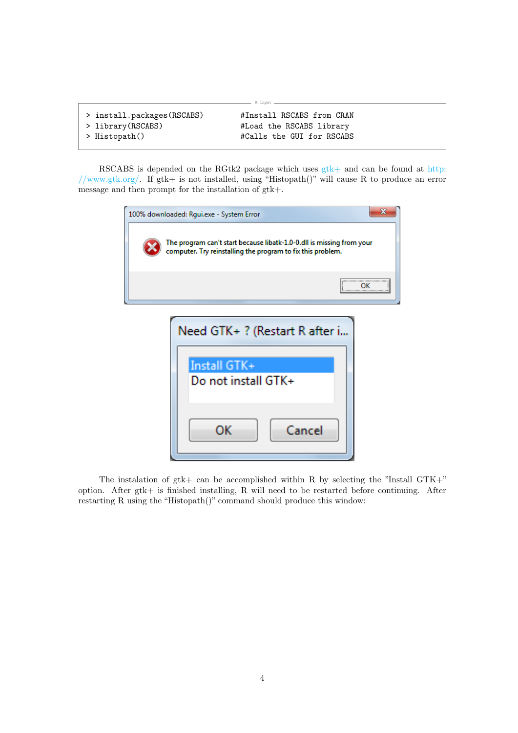```
> install.packages(RSCABS)        #Install RSCABS from CRAN
> library(RSCABS)                 #Load the RSCABS library
> Histopath()                     #Calls the GUI for RSCABS
```

RSCABS is depended on the RGtk2 package which uses gtk+ and can be found at http://www.gtk.org/. If gtk+ is not installed, using "Histopath()" will cause R to produce an error message and then prompt for the installation of gtk+.

The instalation of gtk+ can be accomplished within R by selecting the "Install GTK+" option. After gtk+ is finished installing, R will need to be restarted before continuing. After restarting R using the "Histopath()" command should produce this window: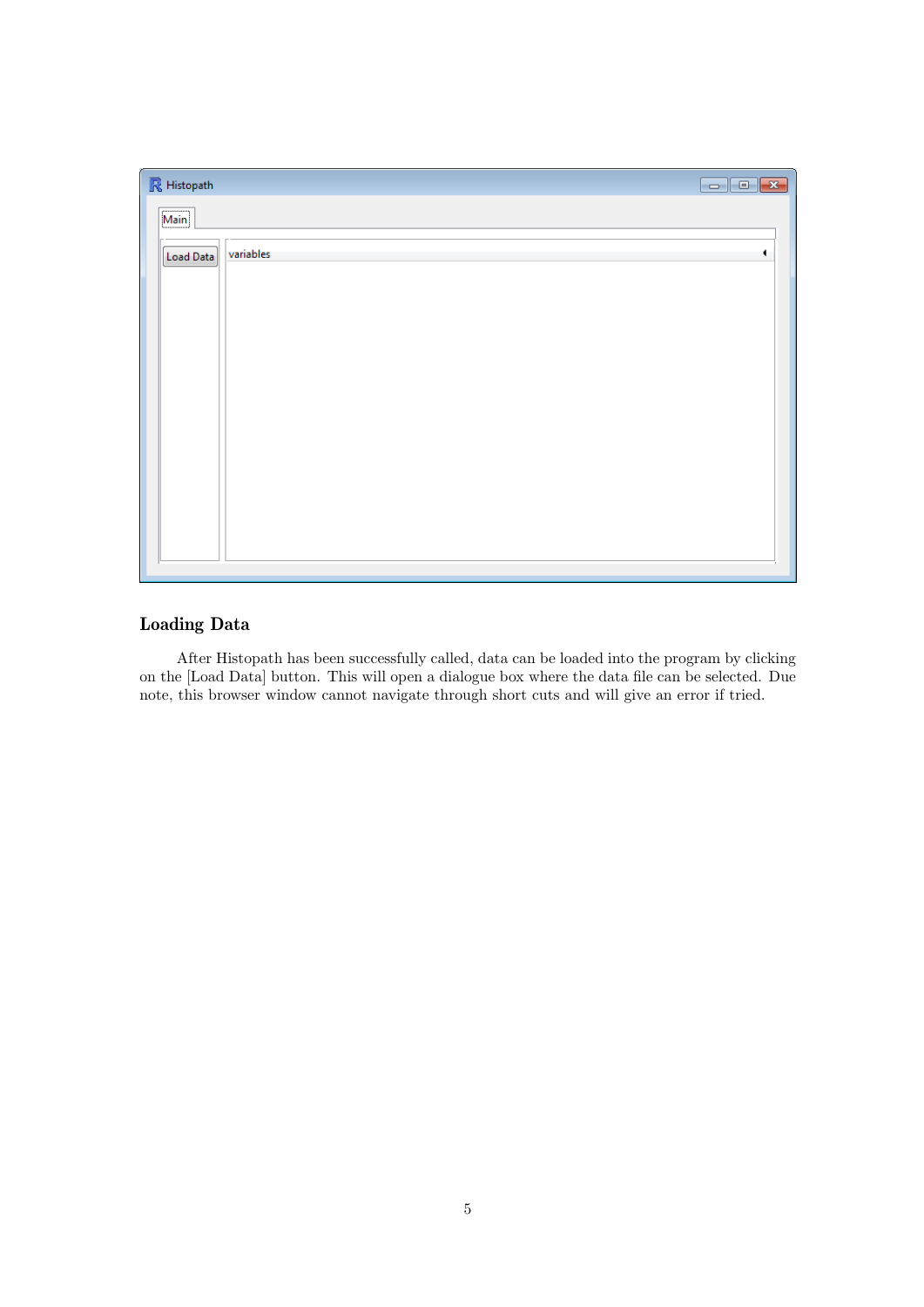## Loading Data

After Histopath has been successfully called, data can be loaded into the program by clicking on the [Load Data] button. This will open a dialogue box where the data file can be selected. Due note, this browser window cannot navigate through short cuts and will give an error if tried.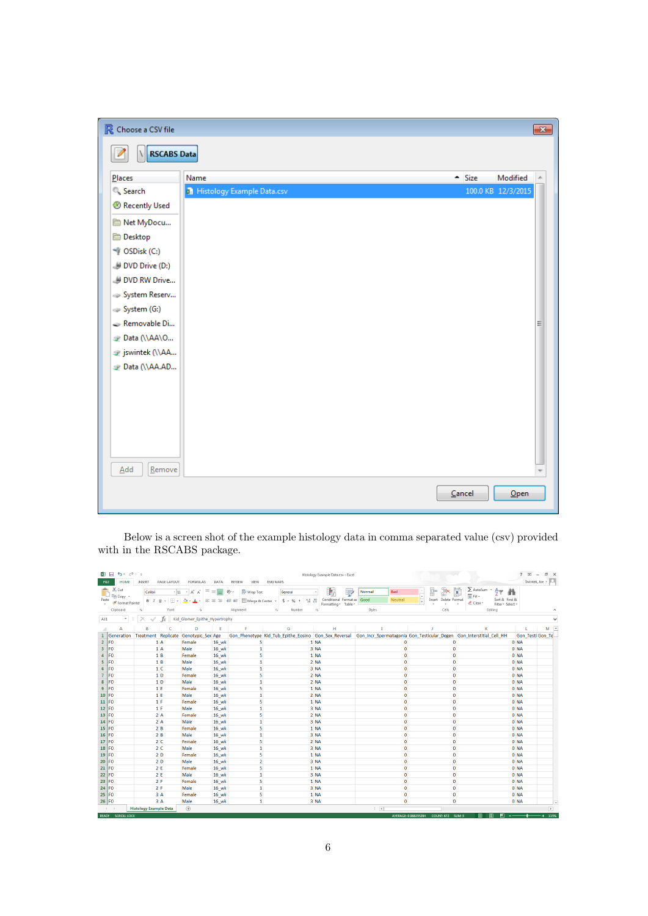Below is a screen shot of the example histology data in comma separated value (csv) provided with in the RSCABS package.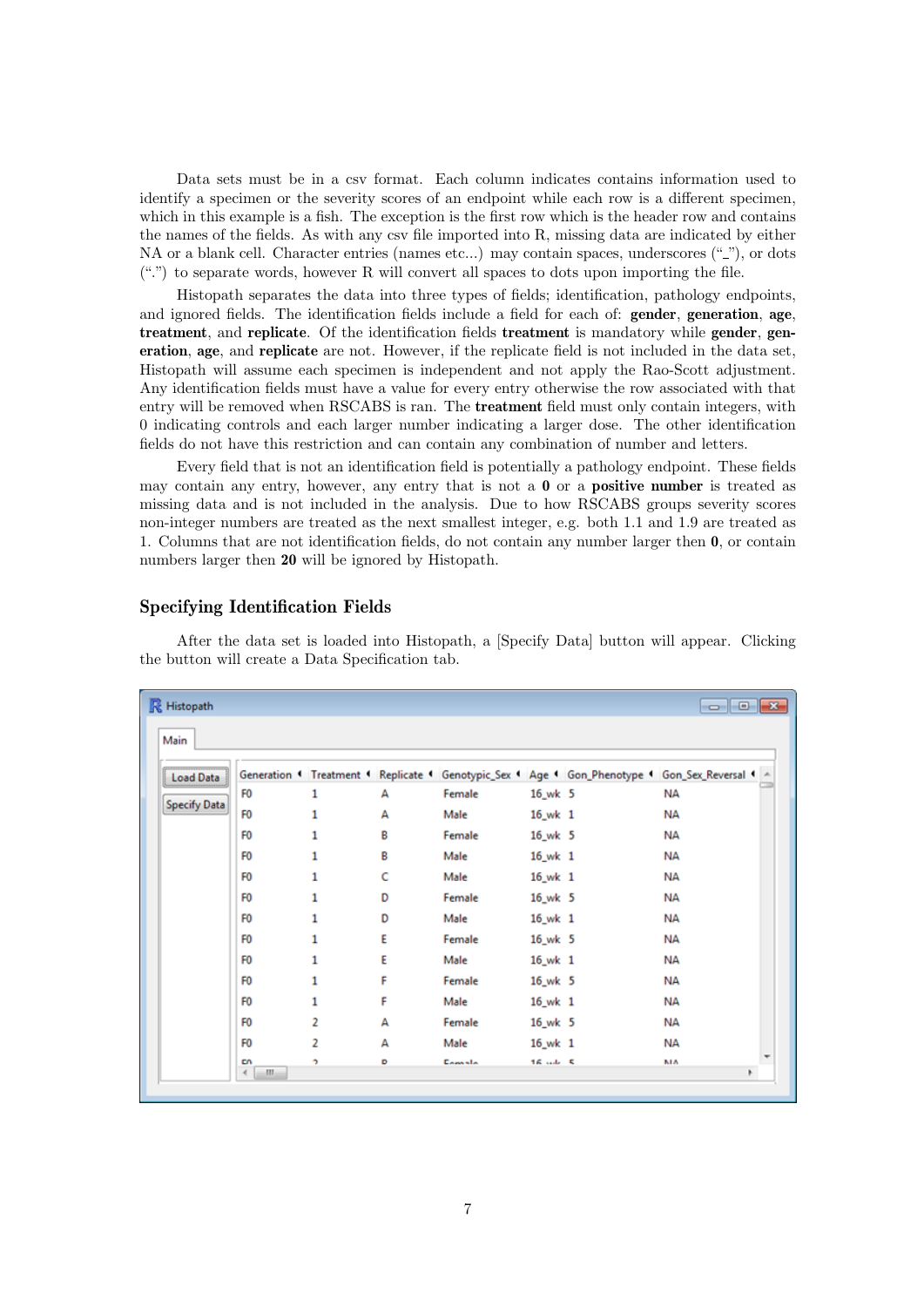Data sets must be in a csv format. Each column indicates contains information used to identify a specimen or the severity scores of an endpoint while each row is a different specimen, which in this example is a fish. The exception is the first row which is the header row and contains the names of the fields. As with any csv file imported into R, missing data are indicated by either NA or a blank cell. Character entries (names etc...) may contain spaces, underscores ("_"), or dots (".") to separate words, however R will convert all spaces to dots upon importing the file.

Histopath separates the data into three types of fields; identification, pathology endpoints, and ignored fields. The identification fields include a field for each of: **gender**, **generation**, **age**, **treatment**, and **replicate**. Of the identification fields **treatment** is mandatory while **gender**, **generation**, **age**, and **replicate** are not. However, if the replicate field is not included in the data set, Histopath will assume each specimen is independent and not apply the Rao-Scott adjustment. Any identification fields must have a value for every entry otherwise the row associated with that entry will be removed when RSCABS is ran. The **treatment** field must only contain integers, with 0 indicating controls and each larger number indicating a larger dose. The other identification fields do not have this restriction and can contain any combination of number and letters.

Every field that is not an identification field is potentially a pathology endpoint. These fields may contain any entry, however, any entry that is not a **0** or a **positive number** is treated as missing data and is not included in the analysis. Due to how RSCABS groups severity scores non-integer numbers are treated as the next smallest integer, e.g. both 1.1 and 1.9 are treated as 1. Columns that are not identification fields, do not contain any number larger then **0**, or contain numbers larger then **20** will be ignored by Histopath.

## Specifying Identification Fields

After the data set is loaded into Histopath, a [Specify Data] button will appear. Clicking the button will create a Data Specification tab.

Histopath

Main

Load Data

Specify Data

| Generation | Treatment | Replicate | Genotypic_Sex | Age | Gon_Phenotype | Gon_Sex_Reversal |
|---|---|---|---|---|---|---|
| F0 | 1 | A | Female | 16_wk | 5 | NA |
| F0 | 1 | A | Male | 16_wk | 1 | NA |
| F0 | 1 | B | Female | 16_wk | 5 | NA |
| F0 | 1 | B | Male | 16_wk | 1 | NA |
| F0 | 1 | C | Male | 16_wk | 1 | NA |
| F0 | 1 | D | Female | 16_wk | 5 | NA |
| F0 | 1 | D | Male | 16_wk | 1 | NA |
| F0 | 1 | E | Female | 16_wk | 5 | NA |
| F0 | 1 | E | Male | 16_wk | 1 | NA |
| F0 | 1 | F | Female | 16_wk | 5 | NA |
| F0 | 1 | F | Male | 16_wk | 1 | NA |
| F0 | 2 | A | Female | 16_wk | 5 | NA |
| F0 | 2 | A | Male | 16_wk | 1 | NA |
| F0 | 2 | B | Female | 16_wk | 5 | NA |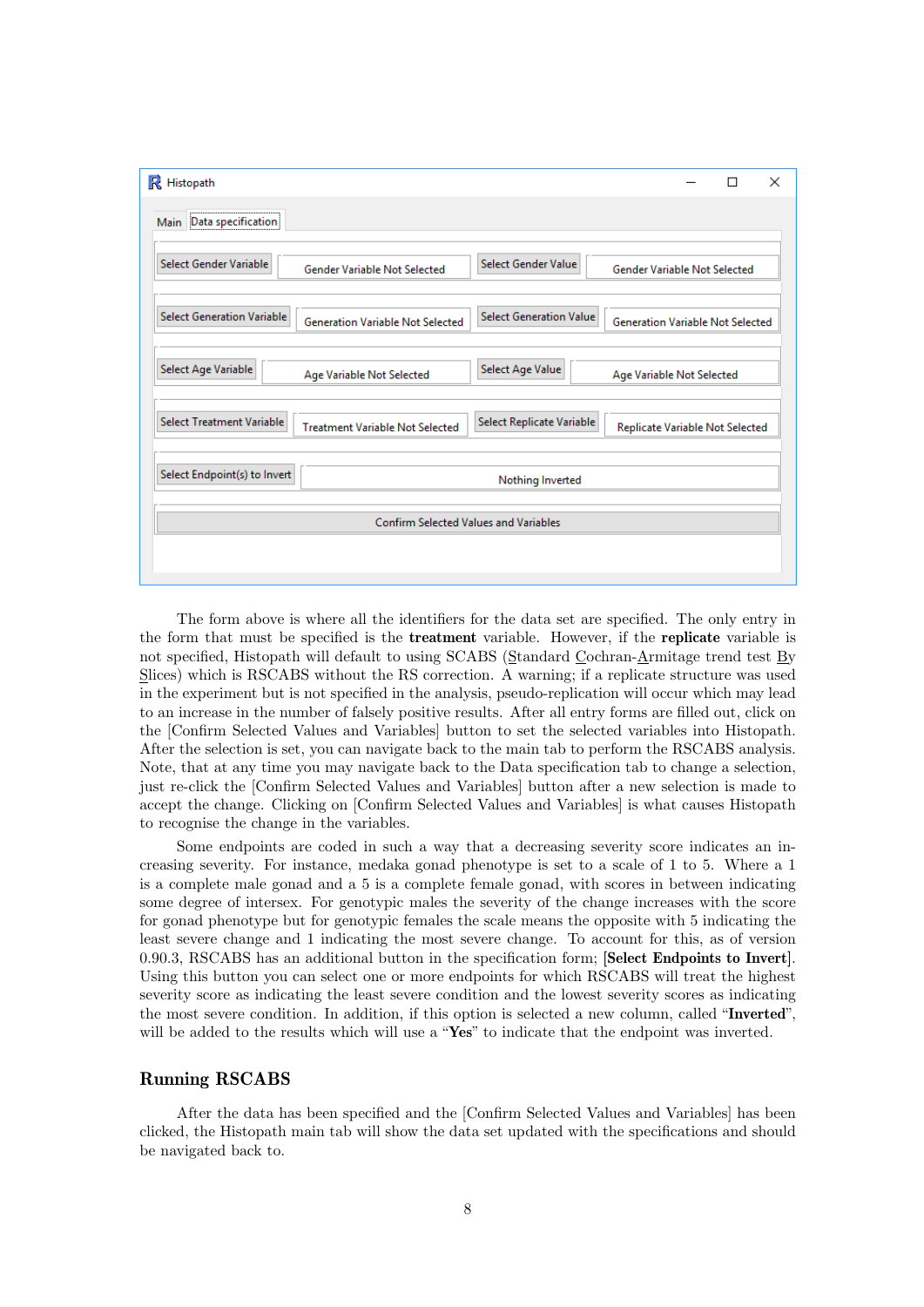The form above is where all the identifiers for the data set are specified. The only entry in the form that must be specified is the **treatment** variable. However, if the **replicate** variable is not specified, Histopath will default to using SCABS (Standard Cochran-Armitage trend test By Slices) which is RSCABS without the RS correction. A warning; if a replicate structure was used in the experiment but is not specified in the analysis, pseudo-replication will occur which may lead to an increase in the number of falsely positive results. After all entry forms are filled out, click on the [Confirm Selected Values and Variables] button to set the selected variables into Histopath. After the selection is set, you can navigate back to the main tab to perform the RSCABS analysis. Note, that at any time you may navigate back to the Data specification tab to change a selection, just re-click the [Confirm Selected Values and Variables] button after a new selection is made to accept the change. Clicking on [Confirm Selected Values and Variables] is what causes Histopath to recognise the change in the variables.

Some endpoints are coded in such a way that a decreasing severity score indicates an increasing severity. For instance, medaka gonad phenotype is set to a scale of 1 to 5. Where a 1 is a complete male gonad and a 5 is a complete female gonad, with scores in between indicating some degree of intersex. For genotypic males the severity of the change increases with the score for gonad phenotype but for genotypic females the scale means the opposite with 5 indicating the least severe change and 1 indicating the most severe change. To account for this, as of version 0.90.3, RSCABS has an additional button in the specification form; **[Select Endpoints to Invert]**. Using this button you can select one or more endpoints for which RSCABS will treat the highest severity score as indicating the least severe condition and the lowest severity scores as indicating the most severe condition. In addition, if this option is selected a new column, called "**Inverted**", will be added to the results which will use a "**Yes**" to indicate that the endpoint was inverted.

## Running RSCABS

After the data has been specified and the [Confirm Selected Values and Variables] has been clicked, the Histopath main tab will show the data set updated with the specifications and should be navigated back to.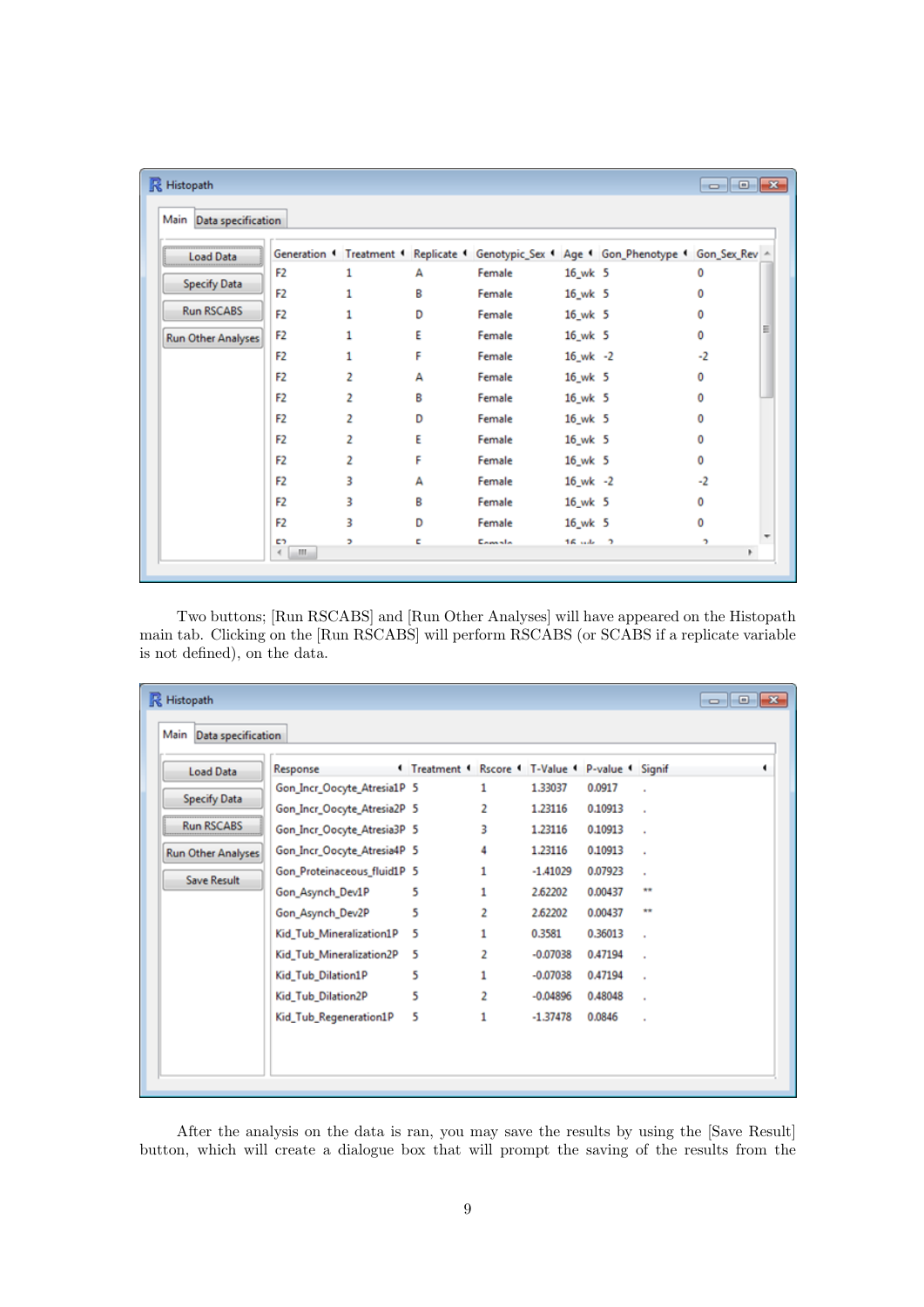| Generation | Treatment | Replicate | Genotypic_Sex | Age | Gon_Phenotype | Gon_Sex_Rev |
|---|---|---|---|---|---|---|
| F2 | 1 | A | Female | 16_wk | 5 | 0 |
| F2 | 1 | B | Female | 16_wk | 5 | 0 |
| F2 | 1 | D | Female | 16_wk | 5 | 0 |
| F2 | 1 | E | Female | 16_wk | 5 | 0 |
| F2 | 1 | F | Female | 16_wk | -2 | -2 |
| F2 | 2 | A | Female | 16_wk | 5 | 0 |
| F2 | 2 | B | Female | 16_wk | 5 | 0 |
| F2 | 2 | D | Female | 16_wk | 5 | 0 |
| F2 | 2 | E | Female | 16_wk | 5 | 0 |
| F2 | 2 | F | Female | 16_wk | 5 | 0 |
| F2 | 3 | A | Female | 16_wk | -2 | -2 |
| F2 | 3 | B | Female | 16_wk | 5 | 0 |
| F2 | 3 | D | Female | 16_wk | 5 | 0 |

Two buttons; [Run RSCABS] and [Run Other Analyses] will have appeared on the Histopath main tab. Clicking on the [Run RSCABS] will perform RSCABS (or SCABS if a replicate variable is not defined), on the data.

| Response | Treatment | Rscore | T-Value | P-value | Signif |
|---|---|---|---|---|---|
| Gon_Incr_Oocyte_Atresia1P | 5 | 1 | 1.33037 | 0.0917 | . |
| Gon_Incr_Oocyte_Atresia2P | 5 | 2 | 1.23116 | 0.10913 | . |
| Gon_Incr_Oocyte_Atresia3P | 5 | 3 | 1.23116 | 0.10913 | . |
| Gon_Incr_Oocyte_Atresia4P | 5 | 4 | 1.23116 | 0.10913 | . |
| Gon_Proteinaceous_fluid1P | 5 | 1 | -1.41029 | 0.07923 | . |
| Gon_Asynch_Dev1P | 5 | 1 | 2.62202 | 0.00437 | ** |
| Gon_Asynch_Dev2P | 5 | 2 | 2.62202 | 0.00437 | ** |
| Kid_Tub_Mineralization1P | 5 | 1 | 0.3581 | 0.36013 | . |
| Kid_Tub_Mineralization2P | 5 | 2 | -0.07038 | 0.47194 | . |
| Kid_Tub_Dilation1P | 5 | 1 | -0.07038 | 0.47194 | . |
| Kid_Tub_Dilation2P | 5 | 2 | -0.04896 | 0.48048 | . |
| Kid_Tub_Regeneration1P | 5 | 1 | -1.37478 | 0.0846 | . |

After the analysis on the data is ran, you may save the results by using the [Save Result] button, which will create a dialogue box that will prompt the saving of the results from the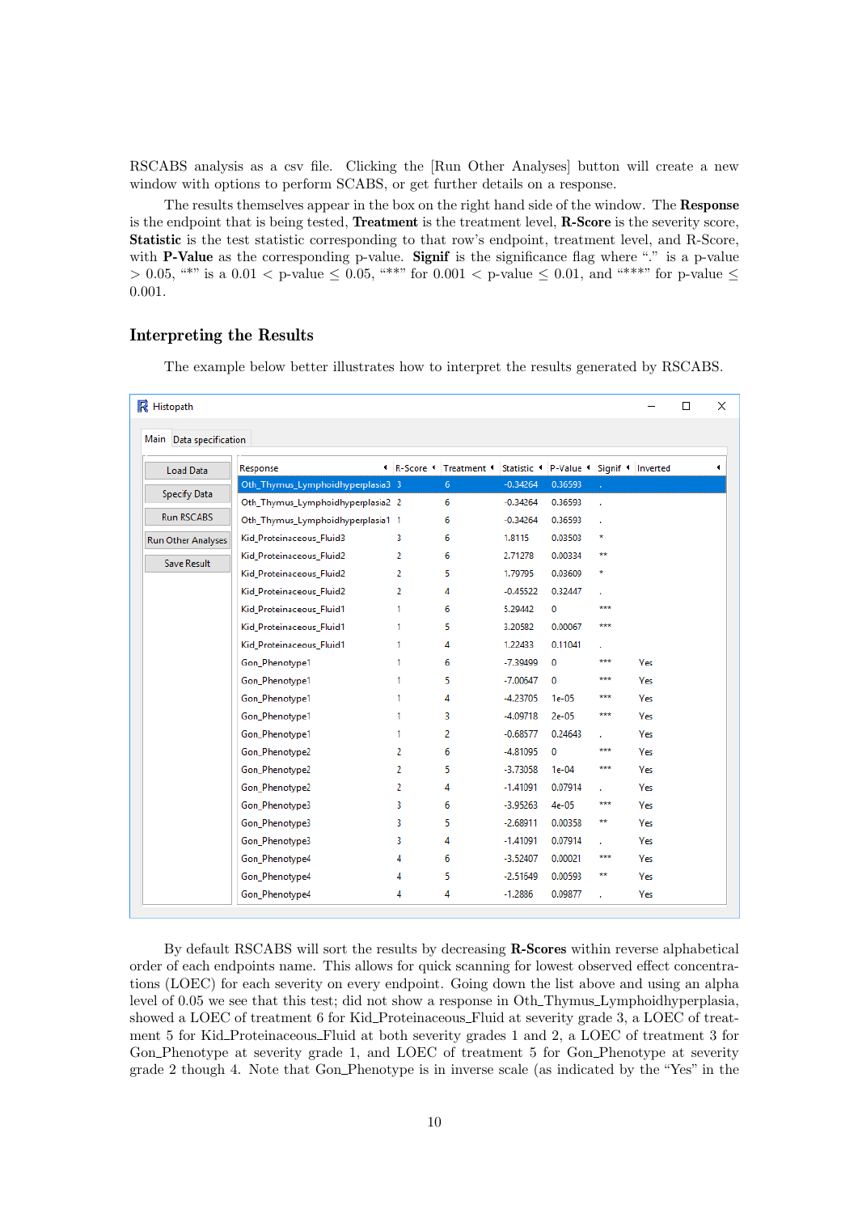RSCABS analysis as a csv file. Clicking the [Run Other Analyses] button will create a new window with options to perform SCABS, or get further details on a response.

The results themselves appear in the box on the right hand side of the window. The **Response** is the endpoint that is being tested, **Treatment** is the treatment level, **R-Score** is the severity score, **Statistic** is the test statistic corresponding to that row's endpoint, treatment level, and R-Score, with **P-Value** as the corresponding p-value. **Signif** is the significance flag where "." is a p-value $> 0.05$, "*" is a $0.01 <$ p-value $\leq 0.05$, "**" for $0.001 <$ p-value $\leq 0.01$, and "***" for p-value $\leq 0.001$.

## Interpreting the Results

The example below better illustrates how to interpret the results generated by RSCABS.

Histopath

Main | Data specification

Load Data | Specify Data | Run RSCABS | Run Other Analyses | Save Result

| Response | R-Score | Treatment | Statistic | P-Value | Signif | Inverted |
|---|---|---|---|---|---|---|
| Oth_Thymus_Lymphoidhyperplasia3 | 3 | 6 | -0.34264 | 0.36593 | . | |
| Oth_Thymus_Lymphoidhyperplasia2 | 2 | 6 | -0.34264 | 0.36593 | . | |
| Oth_Thymus_Lymphoidhyperplasia1 | 1 | 6 | -0.34264 | 0.36593 | . | |
| Kid_Proteinaceous_Fluid3 | 3 | 6 | 1.8115 | 0.03503 | * | |
| Kid_Proteinaceous_Fluid2 | 2 | 6 | 2.71278 | 0.00334 | ** | |
| Kid_Proteinaceous_Fluid2 | 2 | 5 | 1.79795 | 0.03609 | * | |
| Kid_Proteinaceous_Fluid2 | 2 | 4 | -0.45522 | 0.32447 | . | |
| Kid_Proteinaceous_Fluid1 | 1 | 6 | 5.29442 | 0 | *** | |
| Kid_Proteinaceous_Fluid1 | 1 | 5 | 3.20582 | 0.00067 | *** | |
| Kid_Proteinaceous_Fluid1 | 1 | 4 | 1.22433 | 0.11041 | . | |
| Gon_Phenotype1 | 1 | 6 | -7.39499 | 0 | *** | Yes |
| Gon_Phenotype1 | 1 | 5 | -7.00647 | 0 | *** | Yes |
| Gon_Phenotype1 | 1 | 4 | -4.23705 | 1e-05 | *** | Yes |
| Gon_Phenotype1 | 1 | 3 | -4.09718 | 2e-05 | *** | Yes |
| Gon_Phenotype1 | 1 | 2 | -0.68577 | 0.24643 | . | Yes |
| Gon_Phenotype2 | 2 | 6 | -4.81095 | 0 | *** | Yes |
| Gon_Phenotype2 | 2 | 5 | -3.73058 | 1e-04 | *** | Yes |
| Gon_Phenotype2 | 2 | 4 | -1.41091 | 0.07914 | . | Yes |
| Gon_Phenotype3 | 3 | 6 | -3.95263 | 4e-05 | *** | Yes |
| Gon_Phenotype3 | 3 | 5 | -2.68911 | 0.00358 | ** | Yes |
| Gon_Phenotype3 | 3 | 4 | -1.41091 | 0.07914 | . | Yes |
| Gon_Phenotype4 | 4 | 6 | -3.52407 | 0.00021 | *** | Yes |
| Gon_Phenotype4 | 4 | 5 | -2.51649 | 0.00593 | ** | Yes |
| Gon_Phenotype4 | 4 | 4 | -1.2886 | 0.09877 | . | Yes |

By default RSCABS will sort the results by decreasing **R-Scores** within reverse alphabetical order of each endpoints name. This allows for quick scanning for lowest observed effect concentrations (LOEC) for each severity on every endpoint. Going down the list above and using an alpha level of 0.05 we see that this test; did not show a response in Oth_Thymus_Lymphoidhyperplasia, showed a LOEC of treatment 6 for Kid_Proteinaceous_Fluid at severity grade 3, a LOEC of treatment 5 for Kid_Proteinaceous_Fluid at both severity grades 1 and 2, a LOEC of treatment 3 for Gon_Phenotype at severity grade 1, and LOEC of treatment 5 for Gon_Phenotype at severity grade 2 though 4. Note that Gon_Phenotype is in inverse scale (as indicated by the "Yes" in the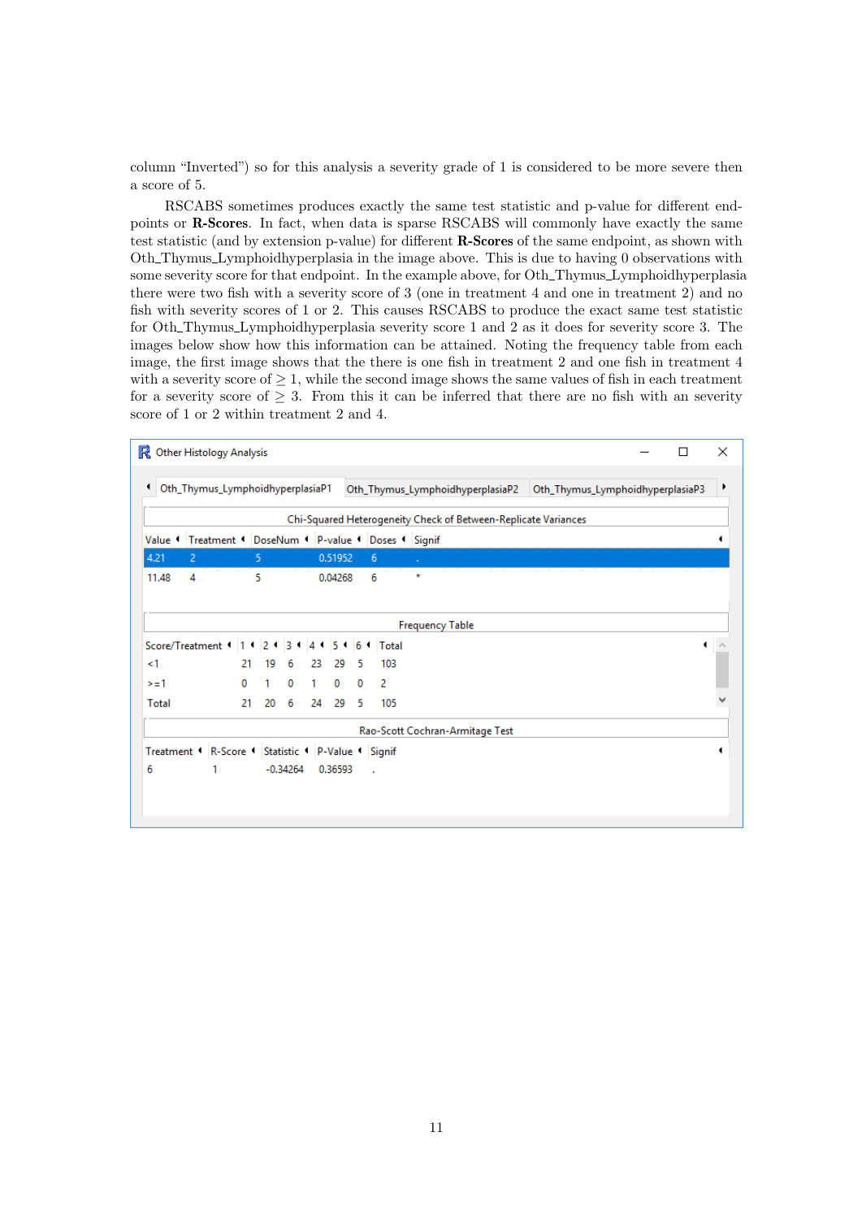column "Inverted") so for this analysis a severity grade of 1 is considered to be more severe then a score of 5.

RSCABS sometimes produces exactly the same test statistic and p-value for different endpoints or **R-Scores**. In fact, when data is sparse RSCABS will commonly have exactly the same test statistic (and by extension p-value) for different **R-Scores** of the same endpoint, as shown with Oth_Thymus_Lymphoidhyperplasia in the image above. This is due to having 0 observations with some severity score for that endpoint. In the example above, for Oth_Thymus_Lymphoidhyperplasia there were two fish with a severity score of 3 (one in treatment 4 and one in treatment 2) and no fish with severity scores of 1 or 2. This causes RSCABS to produce the exact same test statistic for Oth_Thymus_Lymphoidhyperplasia severity score 1 and 2 as it does for severity score 3. The images below show how this information can be attained. Noting the frequency table from each image, the first image shows that the there is one fish in treatment 2 and one fish in treatment 4 with a severity score of $\geq 1$, while the second image shows the same values of fish in each treatment for a severity score of $\geq 3$. From this it can be inferred that there are no fish with an severity score of 1 or 2 within treatment 2 and 4.

Other Histology Analysis

Tabs: Oth_Thymus_LymphoidhyperplasiaP1 | Oth_Thymus_LymphoidhyperplasiaP2 | Oth_Thymus_LymphoidhyperplasiaP3

Chi-Squared Heterogeneity Check of Between-Replicate Variances

| Value | Treatment | DoseNum | P-value | Doses | Signif |
|---|---|---|---|---|---|
| 4.21 | 2 | 5 | 0.51952 | 6 | . |
| 11.48 | 4 | 5 | 0.04268 | 6 | * |

Frequency Table

| Score/Treatment | 1 | 2 | 3 | 4 | 5 | 6 | Total |
|---|---|---|---|---|---|---|---|
| <1 | 21 | 19 | 6 | 23 | 29 | 5 | 103 |
| >=1 | 0 | 1 | 0 | 1 | 0 | 0 | 2 |
| Total | 21 | 20 | 6 | 24 | 29 | 5 | 105 |

Rao-Scott Cochran-Armitage Test

| Treatment | R-Score | Statistic | P-Value | Signif |
|---|---|---|---|---|
| 6 | 1 | -0.34264 | 0.36593 | . |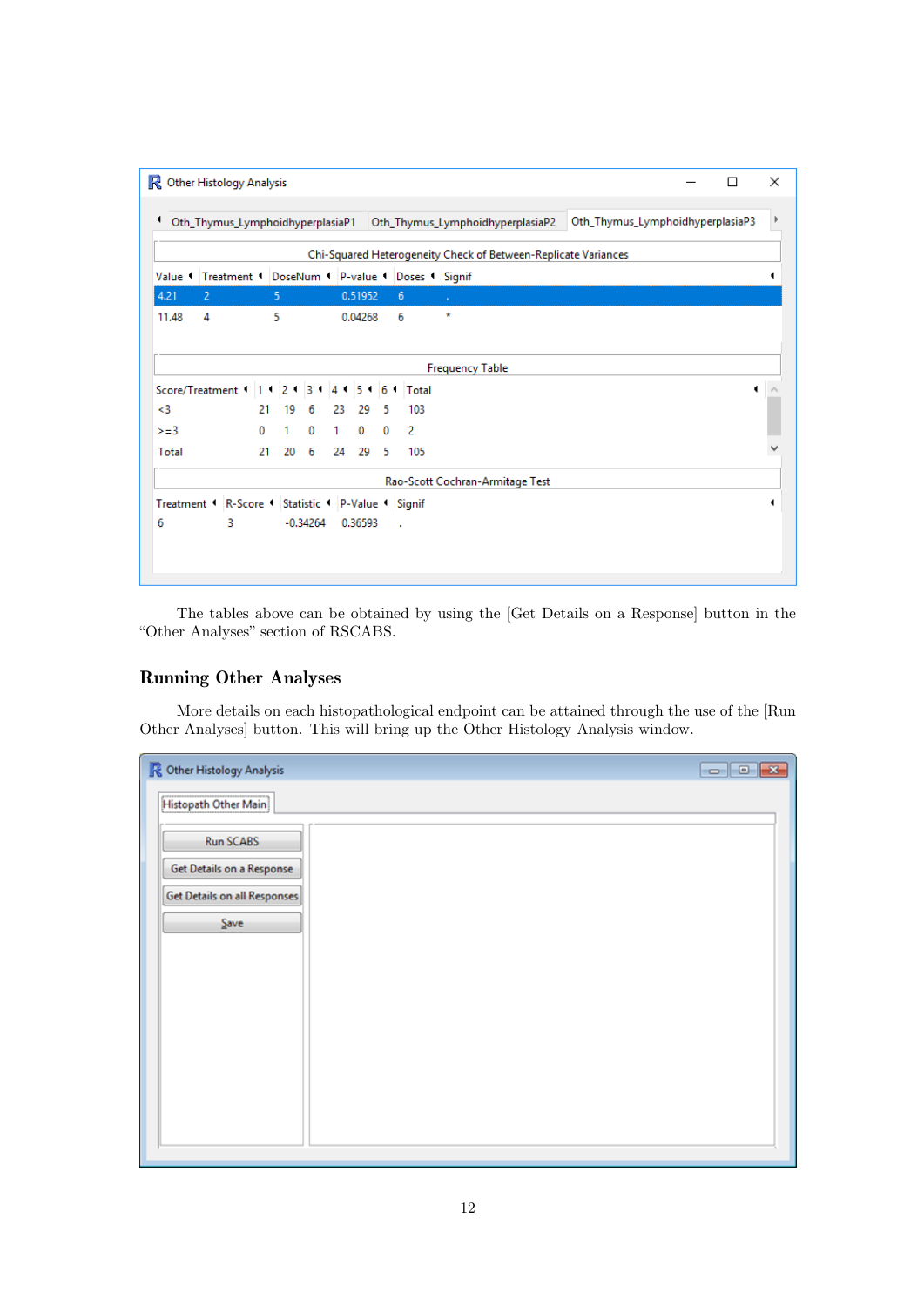**Other Histology Analysis**

Oth_Thymus_LymphoidhyperplasiaP1 | Oth_Thymus_LymphoidhyperplasiaP2 | Oth_Thymus_LymphoidhyperplasiaP3

Chi-Squared Heterogeneity Check of Between-Replicate Variances

| Value | Treatment | DoseNum | P-value | Doses | Signif |
|---|---|---|---|---|---|
| 4.21 | 2 | 5 | 0.51952 | 6 | . |
| 11.48 | 4 | 5 | 0.04268 | 6 | * |

Frequency Table

| Score/Treatment | 1 | 2 | 3 | 4 | 5 | 6 | Total |
|---|---|---|---|---|---|---|---|
| <3 | 21 | 19 | 6 | 23 | 29 | 5 | 103 |
| >=3 | 0 | 1 | 0 | 1 | 0 | 0 | 2 |
| Total | 21 | 20 | 6 | 24 | 29 | 5 | 105 |

Rao-Scott Cochran-Armitage Test

| Treatment | R-Score | Statistic | P-Value | Signif |
|---|---|---|---|---|
| 6 | 3 | -0.34264 | 0.36593 | . |

The tables above can be obtained by using the [Get Details on a Response] button in the "Other Analyses" section of RSCABS.

## Running Other Analyses

More details on each histopathological endpoint can be attained through the use of the [Run Other Analyses] button. This will bring up the Other Histology Analysis window.

**Other Histology Analysis**

Histopath Other Main

- Run SCABS
- Get Details on a Response
- Get Details on all Responses
- Save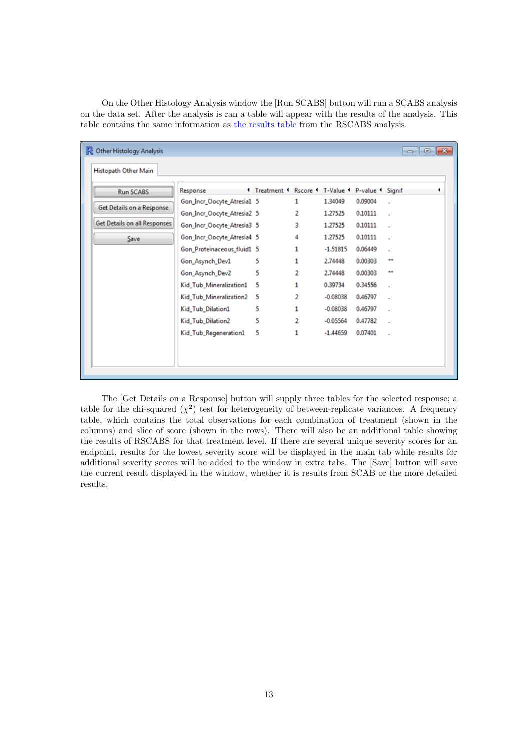On the Other Histology Analysis window the [Run SCABS] button will run a SCABS analysis on the data set. After the analysis is ran a table will appear with the results of the analysis. This table contains the same information as the results table from the RSCABS analysis.

Other Histology Analysis

Histopath Other Main

[Run SCABS] [Get Details on a Response] [Get Details on all Responses] [Save]

| Response | Treatment | Rscore | T-Value | P-value | Signif |
|---|---|---|---|---|---|
| Gon_Incr_Oocyte_Atresia1 | 5 | 1 | 1.34049 | 0.09004 | . |
| Gon_Incr_Oocyte_Atresia2 | 5 | 2 | 1.27525 | 0.10111 | . |
| Gon_Incr_Oocyte_Atresia3 | 5 | 3 | 1.27525 | 0.10111 | . |
| Gon_Incr_Oocyte_Atresia4 | 5 | 4 | 1.27525 | 0.10111 | . |
| Gon_Proteinaceous_fluid1 | 5 | 1 | -1.51815 | 0.06449 | . |
| Gon_Asynch_Dev1 | 5 | 1 | 2.74448 | 0.00303 | ** |
| Gon_Asynch_Dev2 | 5 | 2 | 2.74448 | 0.00303 | ** |
| Kid_Tub_Mineralization1 | 5 | 1 | 0.39734 | 0.34556 | . |
| Kid_Tub_Mineralization2 | 5 | 2 | -0.08038 | 0.46797 | . |
| Kid_Tub_Dilation1 | 5 | 1 | -0.08038 | 0.46797 | . |
| Kid_Tub_Dilation2 | 5 | 2 | -0.05564 | 0.47782 | . |
| Kid_Tub_Regeneration1 | 5 | 1 | -1.44659 | 0.07401 | . |

The [Get Details on a Response] button will supply three tables for the selected response; a table for the chi-squared ($\chi^2$) test for heterogeneity of between-replicate variances. A frequency table, which contains the total observations for each combination of treatment (shown in the columns) and slice of score (shown in the rows). There will also be an additional table showing the results of RSCABS for that treatment level. If there are several unique severity scores for an endpoint, results for the lowest severity score will be displayed in the main tab while results for additional severity scores will be added to the window in extra tabs. The [Save] button will save the current result displayed in the window, whether it is results from SCAB or the more detailed results.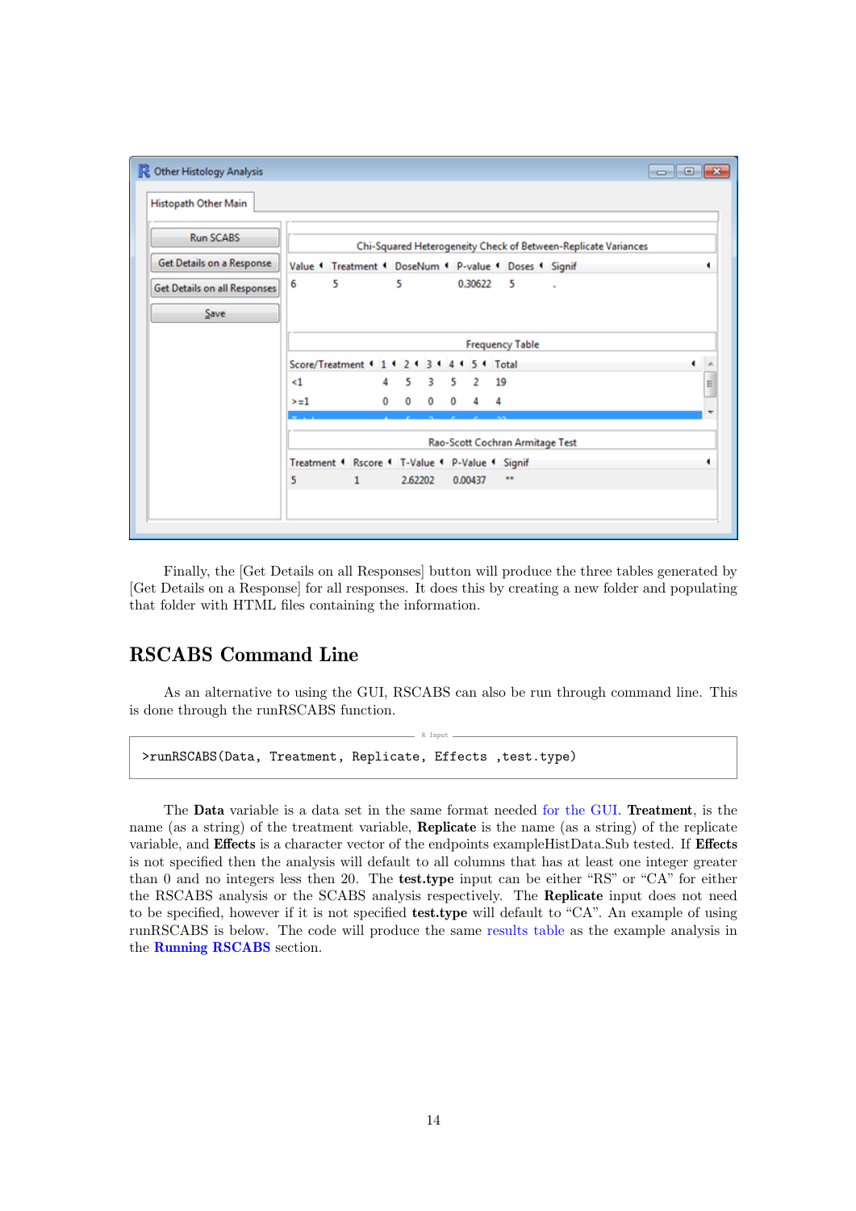Finally, the [Get Details on all Responses] button will produce the three tables generated by [Get Details on a Response] for all responses. It does this by creating a new folder and populating that folder with HTML files containing the information.

## RSCABS Command Line

As an alternative to using the GUI, RSCABS can also be run through command line. This is done through the runRSCABS function.

```
>runRSCABS(Data, Treatment, Replicate, Effects ,test.type)
```

The **Data** variable is a data set in the same format needed for the GUI. **Treatment**, is the name (as a string) of the treatment variable, **Replicate** is the name (as a string) of the replicate variable, and **Effects** is a character vector of the endpoints exampleHistData.Sub tested. If **Effects** is not specified then the analysis will default to all columns that has at least one integer greater than 0 and no integers less then 20. The **test.type** input can be either "RS" or "CA" for either the RSCABS analysis or the SCABS analysis respectively. The **Replicate** input does not need to be specified, however if it is not specified **test.type** will default to "CA". An example of using runRSCABS is below. The code will produce the same results table as the example analysis in the **Running RSCABS** section.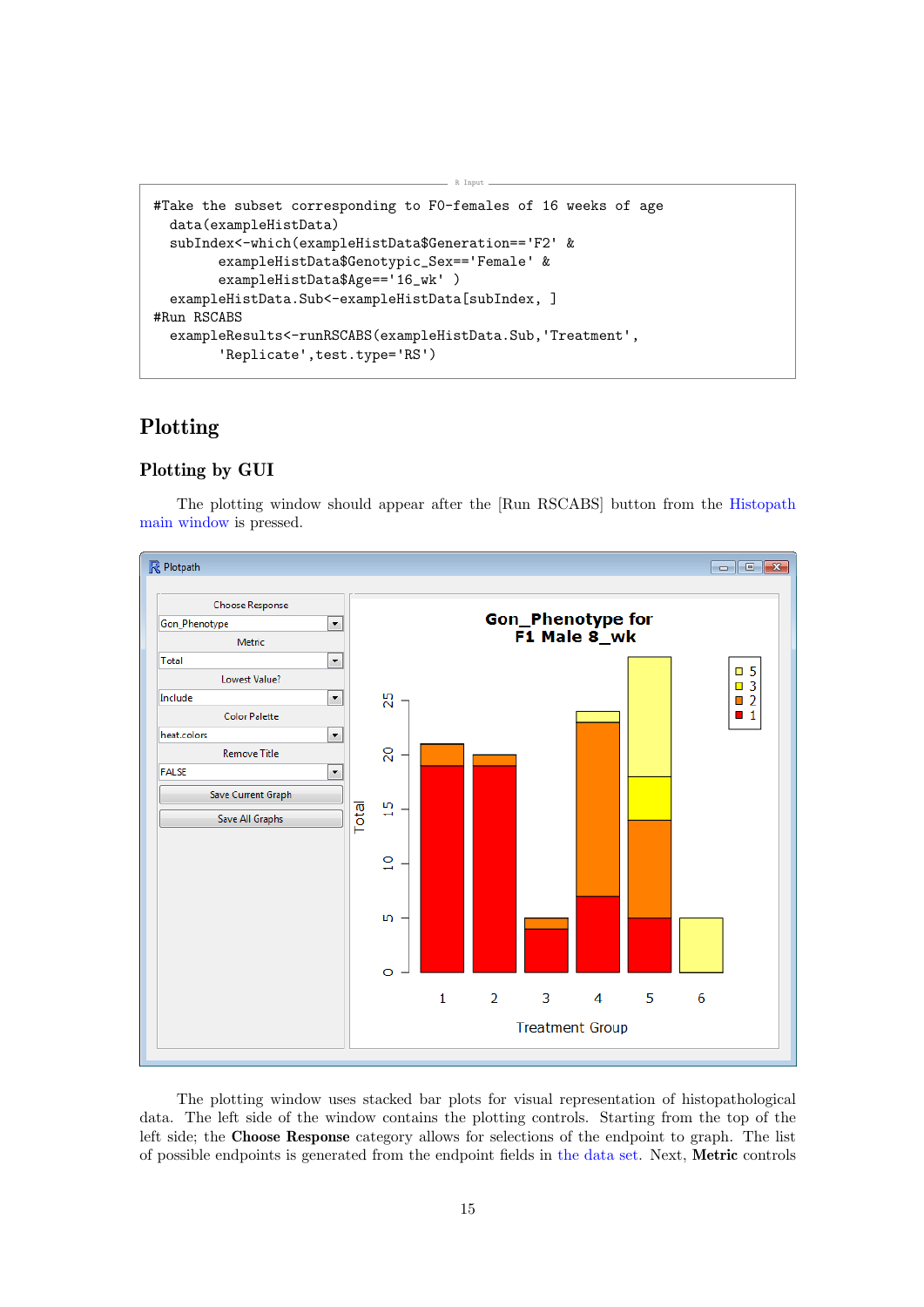```
#Take the subset corresponding to F0-females of 16 weeks of age
  data(exampleHistData)
  subIndex<-which(exampleHistData$Generation=='F2' &
        exampleHistData$Genotypic_Sex=='Female' &
        exampleHistData$Age=='16_wk' )
  exampleHistData.Sub<-exampleHistData[subIndex, ]
#Run RSCABS
  exampleResults<-runRSCABS(exampleHistData.Sub,'Treatment',
        'Replicate',test.type='RS')
```

# Plotting

## Plotting by GUI

The plotting window should appear after the [Run RSCABS] button from the Histopath main window is pressed.

The plotting window uses stacked bar plots for visual representation of histopathological data. The left side of the window contains the plotting controls. Starting from the top of the left side; the **Choose Response** category allows for selections of the endpoint to graph. The list of possible endpoints is generated from the endpoint fields in the data set. Next, **Metric** controls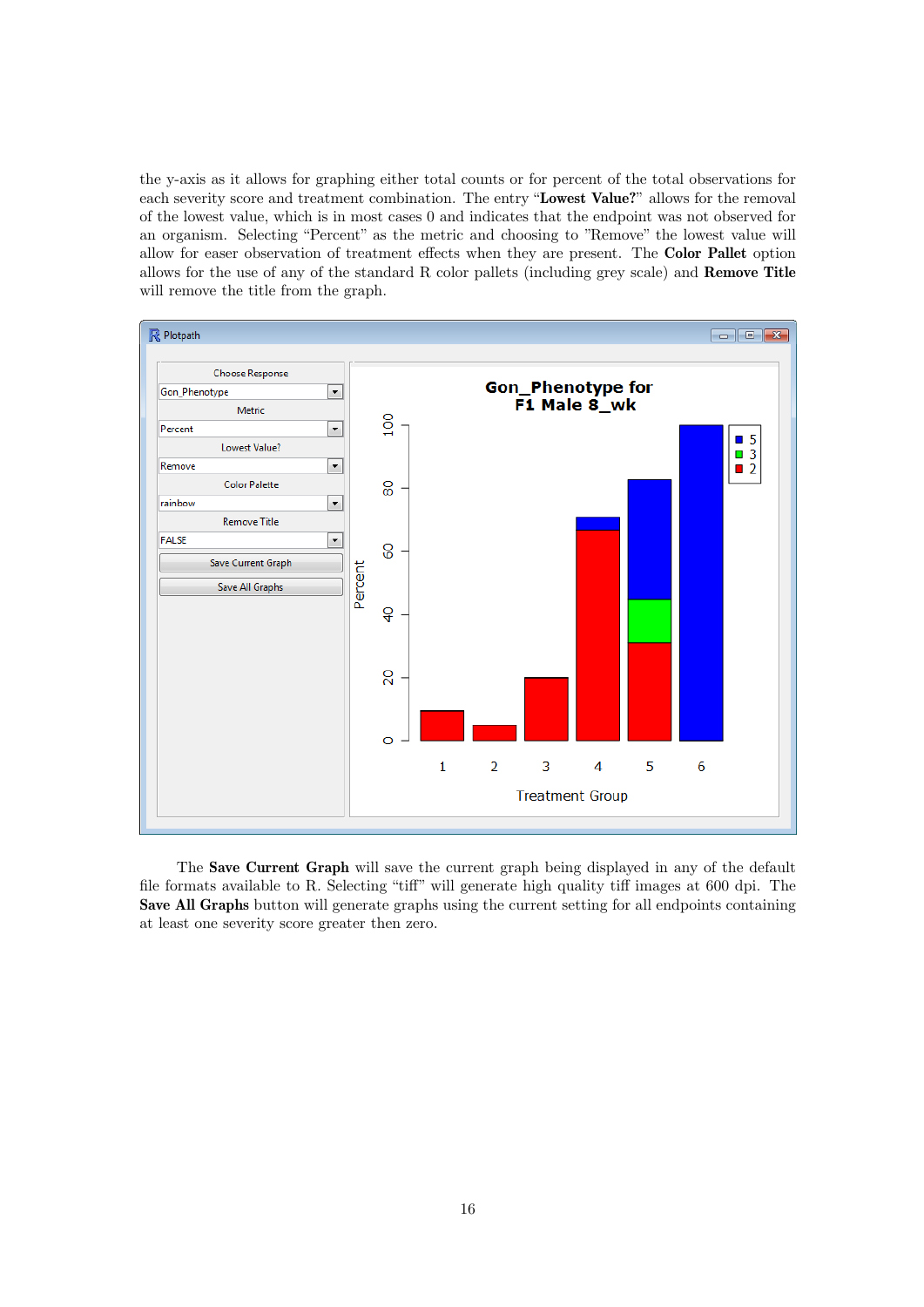the y-axis as it allows for graphing either total counts or for percent of the total observations for each severity score and treatment combination. The entry "**Lowest Value?**" allows for the removal of the lowest value, which is in most cases 0 and indicates that the endpoint was not observed for an organism. Selecting "Percent" as the metric and choosing to "Remove" the lowest value will allow for easer observation of treatment effects when they are present. The **Color Pallet** option allows for the use of any of the standard R color pallets (including grey scale) and **Remove Title** will remove the title from the graph.

The **Save Current Graph** will save the current graph being displayed in any of the default file formats available to R. Selecting "tiff" will generate high quality tiff images at 600 dpi. The **Save All Graphs** button will generate graphs using the current setting for all endpoints containing at least one severity score greater then zero.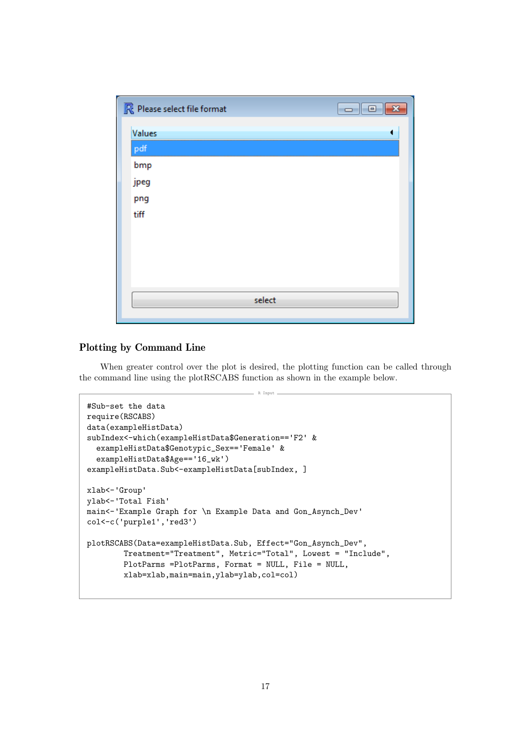## Plotting by Command Line

When greater control over the plot is desired, the plotting function can be called through the command line using the plotRSCABS function as shown in the example below.

```
#Sub-set the data
require(RSCABS)
data(exampleHistData)
subIndex<-which(exampleHistData$Generation=='F2' &
  exampleHistData$Genotypic_Sex=='Female' &
  exampleHistData$Age=='16_wk')
exampleHistData.Sub<-exampleHistData[subIndex, ]

xlab<-'Group'
ylab<-'Total Fish'
main<-'Example Graph for \n Example Data and Gon_Asynch_Dev'
col<-c('purple1','red3')

plotRSCABS(Data=exampleHistData.Sub, Effect="Gon_Asynch_Dev",
        Treatment="Treatment", Metric="Total", Lowest = "Include",
        PlotParms =PlotParms, Format = NULL, File = NULL,
        xlab=xlab,main=main,ylab=ylab,col=col)
```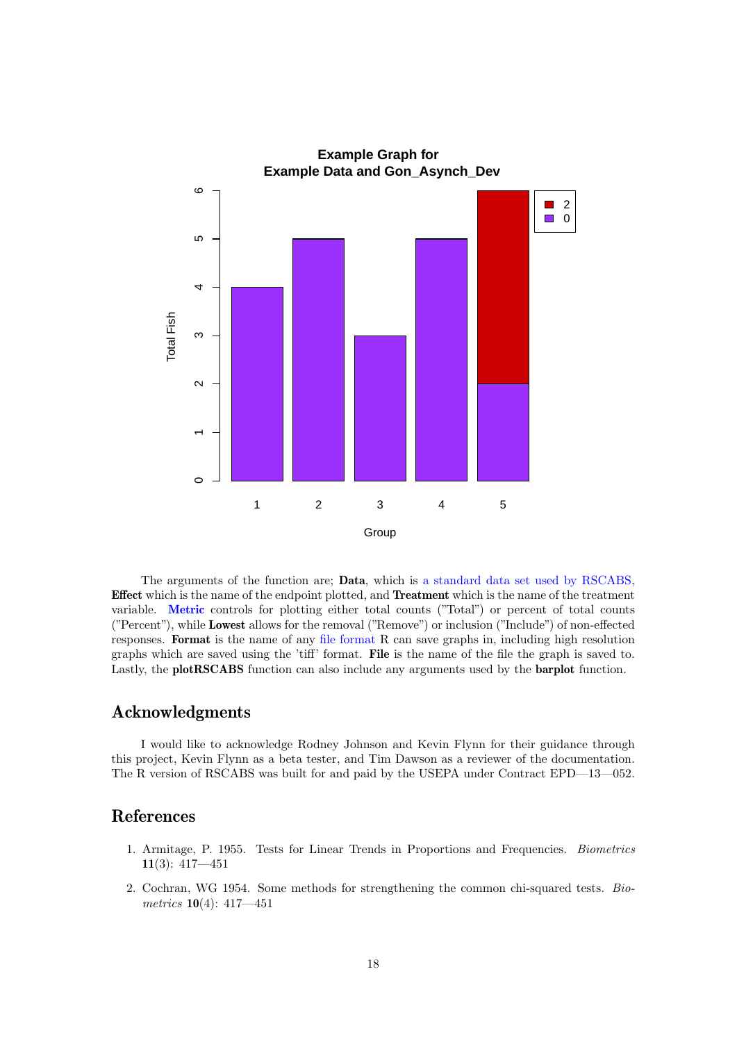The arguments of the function are; **Data**, which is a standard data set used by RSCABS, **Effect** which is the name of the endpoint plotted, and **Treatment** which is the name of the treatment variable. **Metric** controls for plotting either total counts ("Total") or percent of total counts ("Percent"), while **Lowest** allows for the removal ("Remove") or inclusion ("Include") of non-effected responses. **Format** is the name of any file format R can save graphs in, including high resolution graphs which are saved using the 'tiff' format. **File** is the name of the file the graph is saved to. Lastly, the **plotRSCABS** function can also include any arguments used by the **barplot** function.

## Acknowledgments

I would like to acknowledge Rodney Johnson and Kevin Flynn for their guidance through this project, Kevin Flynn as a beta tester, and Tim Dawson as a reviewer of the documentation. The R version of RSCABS was built for and paid by the USEPA under Contract EPD—13—052.

## References

1. Armitage, P. 1955. Tests for Linear Trends in Proportions and Frequencies. *Biometrics* **11**(3): 417—451
2. Cochran, WG 1954. Some methods for strengthening the common chi-squared tests. *Biometrics* **10**(4): 417—451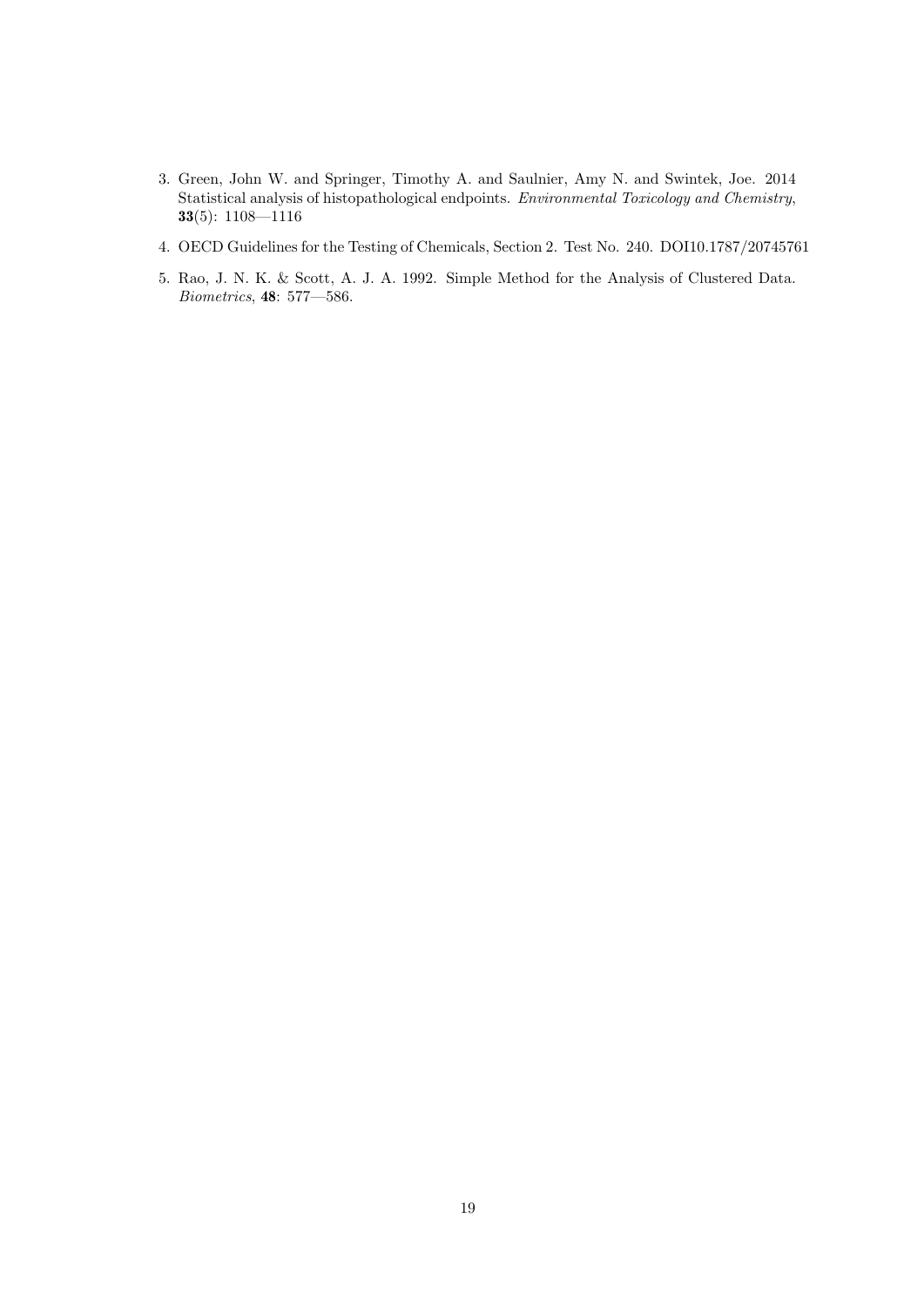3. Green, John W. and Springer, Timothy A. and Saulnier, Amy N. and Swintek, Joe. 2014 Statistical analysis of histopathological endpoints. *Environmental Toxicology and Chemistry*, **33**(5): 1108—1116

4. OECD Guidelines for the Testing of Chemicals, Section 2. Test No. 240. DOI10.1787/20745761

5. Rao, J. N. K. & Scott, A. J. A. 1992. Simple Method for the Analysis of Clustered Data. *Biometrics*, **48**: 577—586.